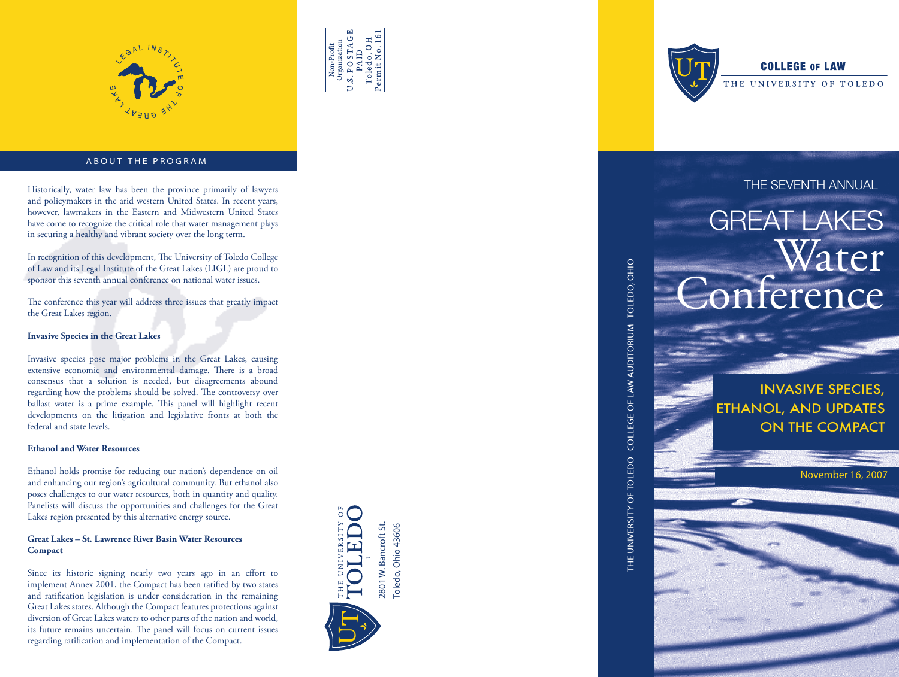LEGAL INSTITUTE OF THE GREAT LAKE

## ABOUT THE PROGRAM

Historically, water law has been the province primarily of lawyers and policymakers in the arid western United States. In recent years, however, lawmakers in the Eastern and Midwestern United States have come to recognize the critical role that water management plays in securing a healthy and vibrant society over the long term.

In recognition of this development, The University of Toledo College of Law and its Legal Institute of the Great Lakes (LIGL) are proud to sponsor this seventh annual conference on national water issues.

The conference this year will address three issues that greatly impact the Great Lakes region.

**Invasive Species in the Great Lakes**

Invasive species pose major problems in the Great Lakes, causing extensive economic and environmental damage. There is a broad consensus that a solution is needed, but disagreements abound regarding how the problems should be solved. The controversy over ballast water is a prime example. This panel will highlight recent developments on the litigation and legislative fronts at both the federal and state levels.

**Ethanol and Water Resources**

Ethanol holds promise for reducing our nation's dependence on oil and enhancing our region's agricultural community. But ethanol also poses challenges to our water resources, both in quantity and quality. Panelists will discuss the opportunities and challenges for the Great Lakes region presented by this alternative energy source.

**Great Lakes – St. Lawrence River Basin Water Resources Compact**

Since its historic signing nearly two years ago in an effort to implement Annex 2001, the Compact has been ratified by two states and ratification legislation is under consideration in the remaining Great Lakes states. Although the Compact features protections against diversion of Great Lakes waters to other parts of the nation and world, its future remains uncertain. The panel will focus on current issues regarding ratification and implementation of the Compact.

Non-Profit Organization
U.S. POSTAGE
PAID
Toledo, OH
Permit No. 161

THE UNIVERSITY OF TOLEDO
2801 W. Bancroft St.
Toledo, Ohio 43606

COLLEGE OF LAW
THE UNIVERSITY OF TOLEDO

THE UNIVERSITY OF TOLEDO COLLEGE OF LAW AUDITORIUM TOLEDO, OHIO

THE SEVENTH ANNUAL

# GREAT LAKES Water Conference

## INVASIVE SPECIES, ETHANOL, AND UPDATES ON THE COMPACT

November 16, 2007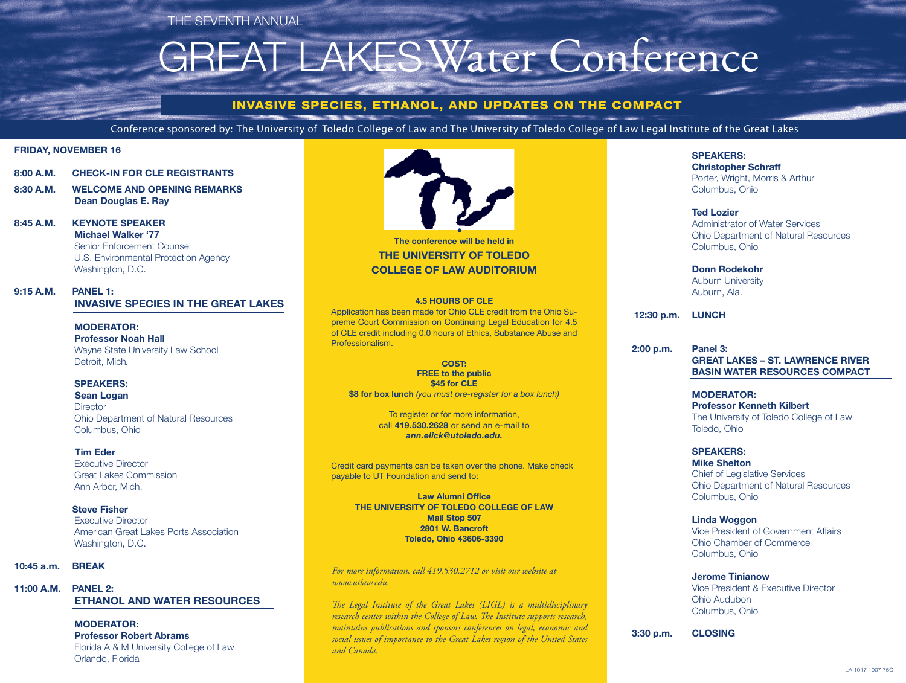THE SEVENTH ANNUAL

# GREAT LAKES Water Conference

## INVASIVE SPECIES, ETHANOL, AND UPDATES ON THE COMPACT

Conference sponsored by: The University of Toledo College of Law and The University of Toledo College of Law Legal Institute of the Great Lakes

**FRIDAY, NOVEMBER 16**

**8:00 A.M.** **CHECK-IN FOR CLE REGISTRANTS**

**8:30 A.M.** **WELCOME AND OPENING REMARKS**
**Dean Douglas E. Ray**

**8:45 A.M.** **KEYNOTE SPEAKER**
**Michael Walker '77**
Senior Enforcement Counsel
U.S. Environmental Protection Agency
Washington, D.C.

**9:15 A.M.** **PANEL 1:**
**INVASIVE SPECIES IN THE GREAT LAKES**

**MODERATOR:**
**Professor Noah Hall**
Wayne State University Law School
Detroit, Mich.

**SPEAKERS:**
**Sean Logan**
Director
Ohio Department of Natural Resources
Columbus, Ohio

**Tim Eder**
Executive Director
Great Lakes Commission
Ann Arbor, Mich.

**Steve Fisher**
Executive Director
American Great Lakes Ports Association
Washington, D.C.

**10:45 a.m.** **BREAK**

**11:00 A.M.** **PANEL 2:**
**ETHANOL AND WATER RESOURCES**

**MODERATOR:**
**Professor Robert Abrams**
Florida A & M University College of Law
Orlando, Florida

**SPEAKERS:**
**Christopher Schraff**
Porter, Wright, Morris & Arthur
Columbus, Ohio

**Ted Lozier**
Administrator of Water Services
Ohio Department of Natural Resources
Columbus, Ohio

**Donn Rodekohr**
Auburn University
Auburn, Ala.

**12:30 p.m.** **LUNCH**

**2:00 p.m.** **Panel 3:**
**GREAT LAKES – ST. LAWRENCE RIVER BASIN WATER RESOURCES COMPACT**

**MODERATOR:**
**Professor Kenneth Kilbert**
The University of Toledo College of Law
Toledo, Ohio

**SPEAKERS:**
**Mike Shelton**
Chief of Legislative Services
Ohio Department of Natural Resources
Columbus, Ohio

**Linda Woggon**
Vice President of Government Affairs
Ohio Chamber of Commerce
Columbus, Ohio

**Jerome Tinianow**
Vice President & Executive Director
Ohio Audubon
Columbus, Ohio

**3:30 p.m.** **CLOSING**

**The conference will be held in**
**THE UNIVERSITY OF TOLEDO COLLEGE OF LAW AUDITORIUM**

**4.5 HOURS OF CLE**
Application has been made for Ohio CLE credit from the Ohio Supreme Court Commission on Continuing Legal Education for 4.5 of CLE credit including 0.0 hours of Ethics, Substance Abuse and Professionalism.

**COST:**
**FREE to the public**
**$45 for CLE**
**$8 for box lunch** *(you must pre-register for a box lunch)*

To register or for more information, call **419.530.2628** or send an e-mail to ***ann.elick@utoledo.edu.***

Credit card payments can be taken over the phone. Make check payable to UT Foundation and send to:

**Law Alumni Office**
**THE UNIVERSITY OF TOLEDO COLLEGE OF LAW**
**Mail Stop 507**
**2801 W. Bancroft**
**Toledo, Ohio 43606-3390**

*For more information, call 419.530.2712 or visit our website at www.utlaw.edu.*

*The Legal Institute of the Great Lakes (LIGL) is a multidisciplinary research center within the College of Law. The Institute supports research, maintains publications and sponsors conferences on legal, economic and social issues of importance to the Great Lakes region of the United States and Canada.*

LA 1017 1007 75C